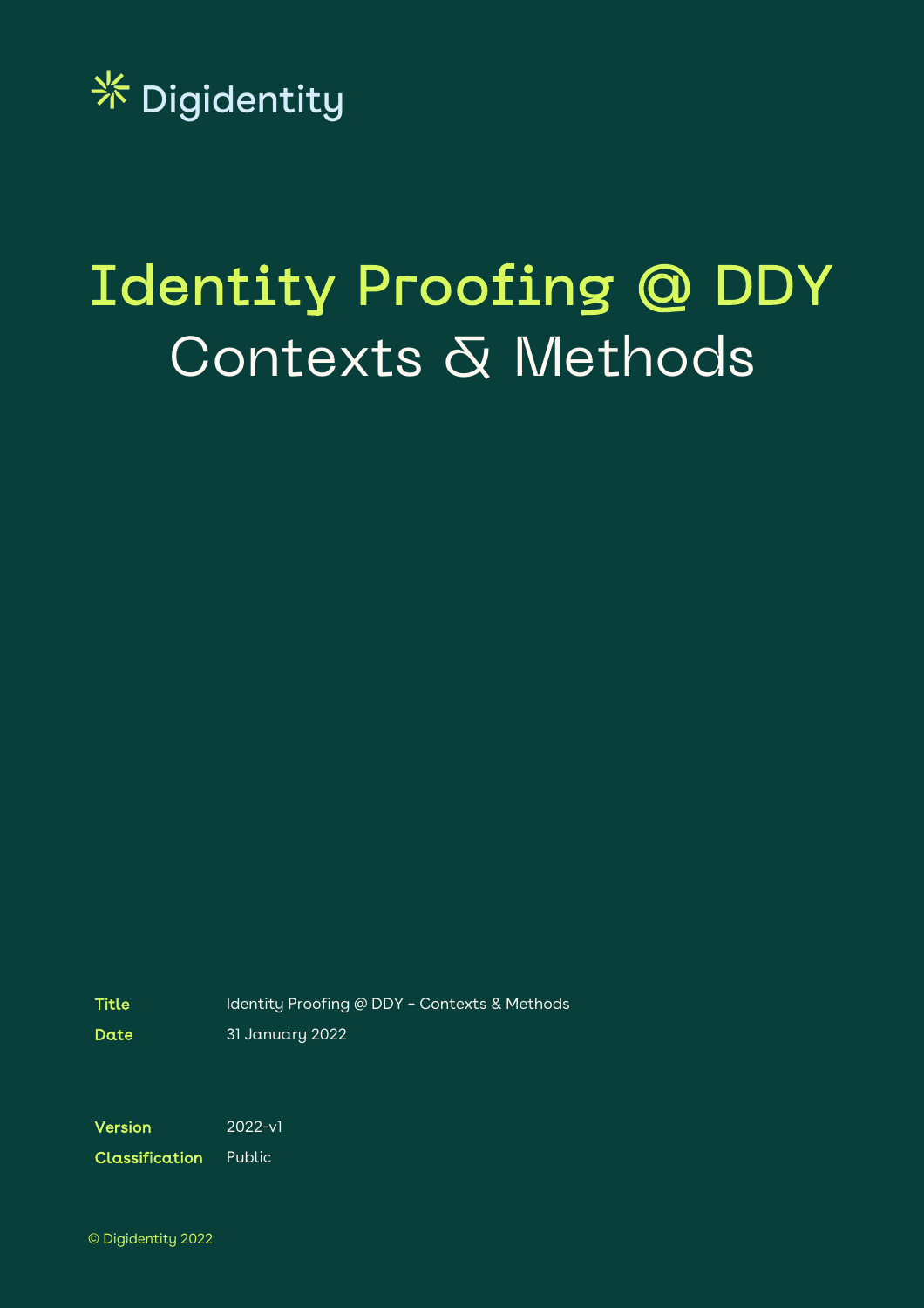Digidentity

# Identity Proofing @ DDY
## Contexts & Methods

| | |
|---|---|
| **Title** | Identity Proofing @ DDY - Contexts & Methods |
| **Date** | 31 January 2022 |
| **Version** | 2022-v1 |
| **Classification** | Public |

© Digidentity 2022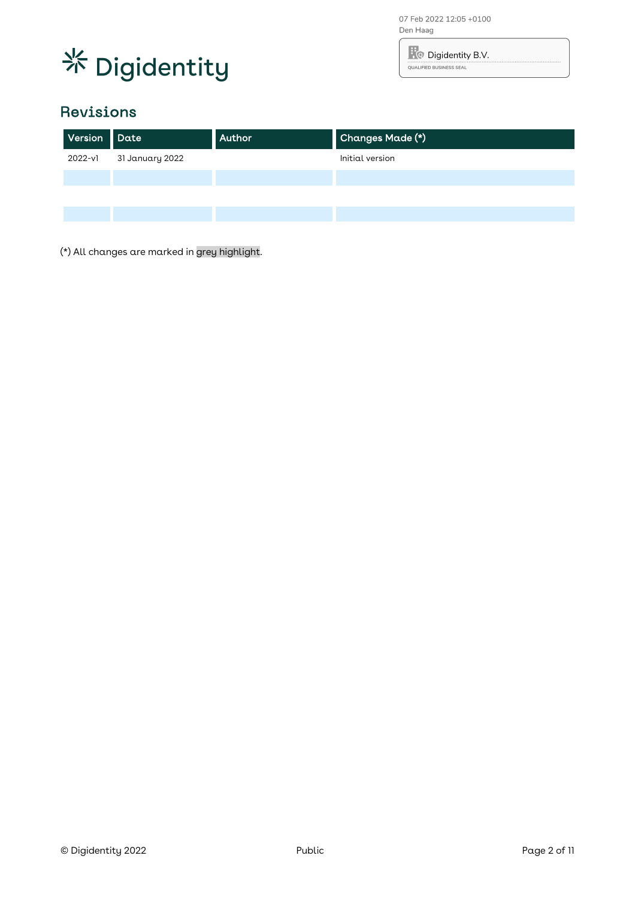07 Feb 2022 12:05 +0100
Den Haag

Digidentity B.V.
QUALIFIED BUSINESS SEAL

## Revisions

| Version | Date | Author | Changes Made (*) |
|---|---|---|---|
| 2022-v1 | 31 January 2022 | | Initial version |
| | | | |
| | | | |
| | | | |

(*) All changes are marked in grey highlight.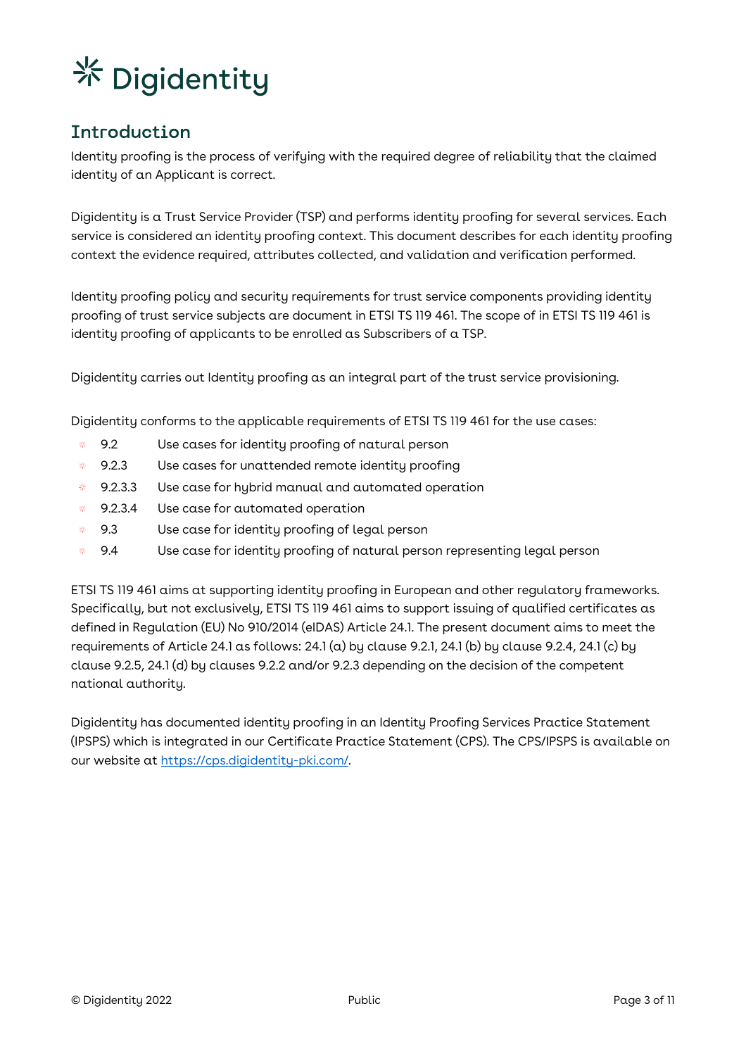# Introduction

Identity proofing is the process of verifying with the required degree of reliability that the claimed identity of an Applicant is correct.

Digidentity is a Trust Service Provider (TSP) and performs identity proofing for several services. Each service is considered an identity proofing context. This document describes for each identity proofing context the evidence required, attributes collected, and validation and verification performed.

Identity proofing policy and security requirements for trust service components providing identity proofing of trust service subjects are document in ETSI TS 119 461. The scope of in ETSI TS 119 461 is identity proofing of applicants to be enrolled as Subscribers of a TSP.

Digidentity carries out Identity proofing as an integral part of the trust service provisioning.

Digidentity conforms to the applicable requirements of ETSI TS 119 461 for the use cases:

- 9.2 Use cases for identity proofing of natural person
- 9.2.3 Use cases for unattended remote identity proofing
- 9.2.3.3 Use case for hybrid manual and automated operation
- 9.2.3.4 Use case for automated operation
- 9.3 Use case for identity proofing of legal person
- 9.4 Use case for identity proofing of natural person representing legal person

ETSI TS 119 461 aims at supporting identity proofing in European and other regulatory frameworks. Specifically, but not exclusively, ETSI TS 119 461 aims to support issuing of qualified certificates as defined in Regulation (EU) No 910/2014 (eIDAS) Article 24.1. The present document aims to meet the requirements of Article 24.1 as follows: 24.1 (a) by clause 9.2.1, 24.1 (b) by clause 9.2.4, 24.1 (c) by clause 9.2.5, 24.1 (d) by clauses 9.2.2 and/or 9.2.3 depending on the decision of the competent national authority.

Digidentity has documented identity proofing in an Identity Proofing Services Practice Statement (IPSPS) which is integrated in our Certificate Practice Statement (CPS). The CPS/IPSPS is available on our website at https://cps.digidentity-pki.com/.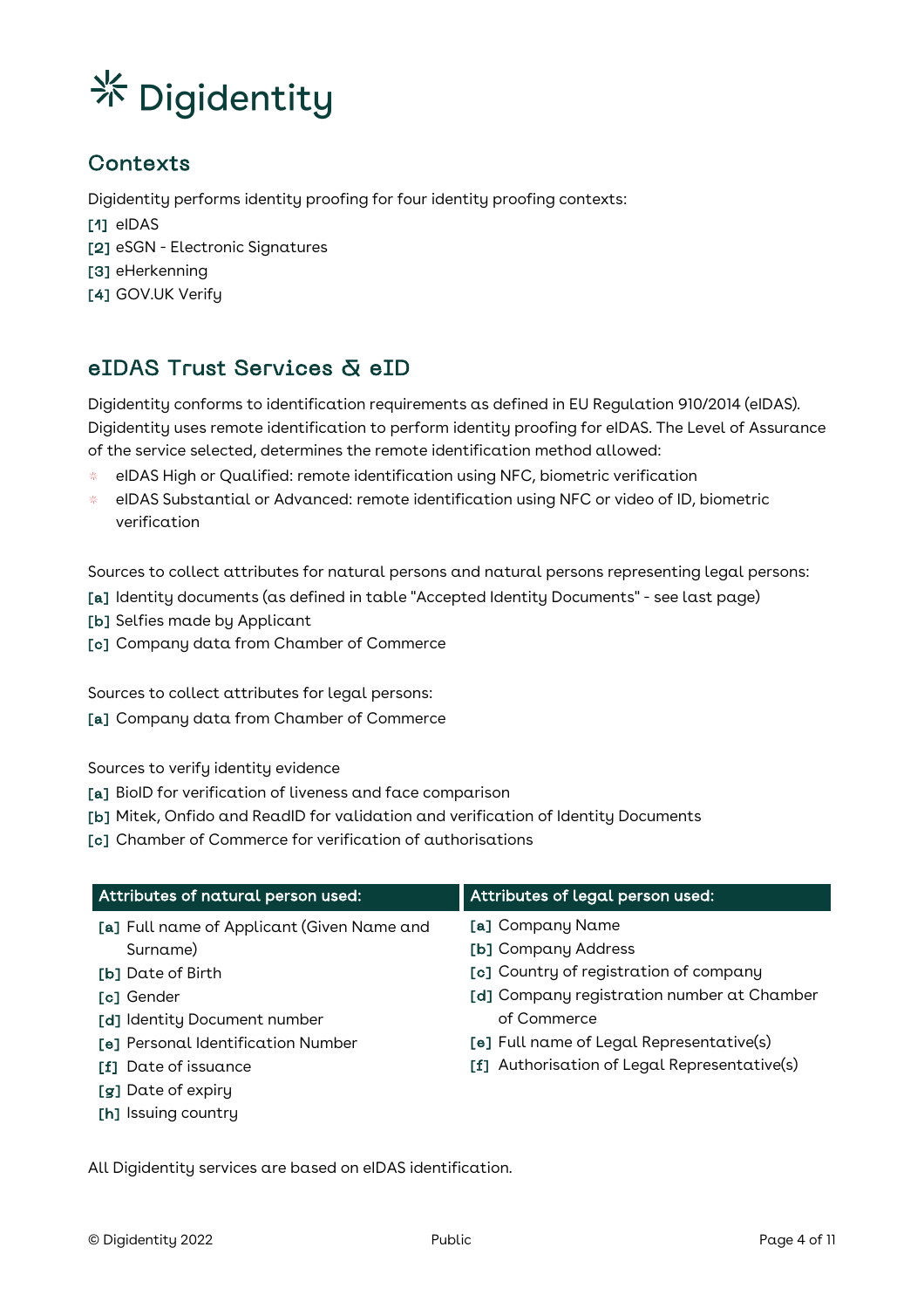# Digidentity

## Contexts

Digidentity performs identity proofing for four identity proofing contexts:

[1] eIDAS
[2] eSGN - Electronic Signatures
[3] eHerkenning
[4] GOV.UK Verify

## eIDAS Trust Services & eID

Digidentity conforms to identification requirements as defined in EU Regulation 910/2014 (eIDAS). Digidentity uses remote identification to perform identity proofing for eIDAS. The Level of Assurance of the service selected, determines the remote identification method allowed:

- eIDAS High or Qualified: remote identification using NFC, biometric verification
- eIDAS Substantial or Advanced: remote identification using NFC or video of ID, biometric verification

Sources to collect attributes for natural persons and natural persons representing legal persons:

[a] Identity documents (as defined in table "Accepted Identity Documents" - see last page)
[b] Selfies made by Applicant
[c] Company data from Chamber of Commerce

Sources to collect attributes for legal persons:

[a] Company data from Chamber of Commerce

Sources to verify identity evidence

[a] BioID for verification of liveness and face comparison
[b] Mitek, Onfido and ReadID for validation and verification of Identity Documents
[c] Chamber of Commerce for verification of authorisations

| Attributes of natural person used: | Attributes of legal person used: |
|---|---|
| [a] Full name of Applicant (Given Name and Surname) | [a] Company Name |
| [b] Date of Birth | [b] Company Address |
| [c] Gender | [c] Country of registration of company |
| [d] Identity Document number | [d] Company registration number at Chamber of Commerce |
| [e] Personal Identification Number | [e] Full name of Legal Representative(s) |
| [f] Date of issuance | [f] Authorisation of Legal Representative(s) |
| [g] Date of expiry | |
| [h] Issuing country | |

All Digidentity services are based on eIDAS identification.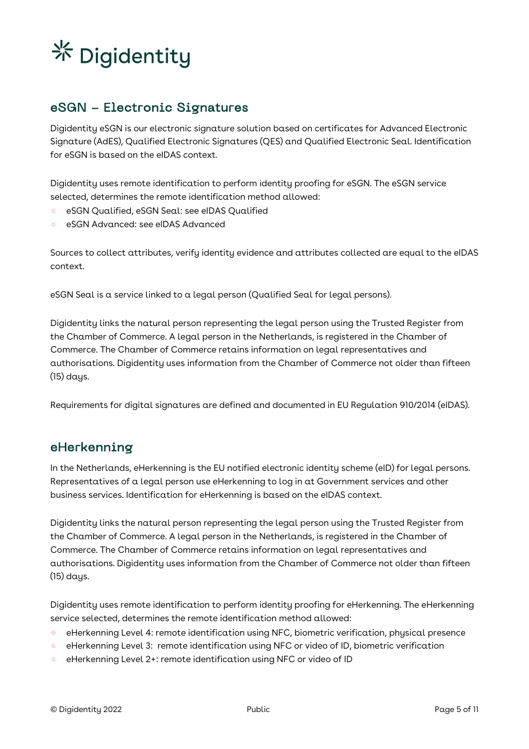## eSGN – Electronic Signatures

Digidentity eSGN is our electronic signature solution based on certificates for Advanced Electronic Signature (AdES), Qualified Electronic Signatures (QES) and Qualified Electronic Seal. Identification for eSGN is based on the eIDAS context.

Digidentity uses remote identification to perform identity proofing for eSGN. The eSGN service selected, determines the remote identification method allowed:

- eSGN Qualified, eSGN Seal: see eIDAS Qualified
- eSGN Advanced: see eIDAS Advanced

Sources to collect attributes, verify identity evidence and attributes collected are equal to the eIDAS context.

eSGN Seal is a service linked to a legal person (Qualified Seal for legal persons).

Digidentity links the natural person representing the legal person using the Trusted Register from the Chamber of Commerce. A legal person in the Netherlands, is registered in the Chamber of Commerce. The Chamber of Commerce retains information on legal representatives and authorisations. Digidentity uses information from the Chamber of Commerce not older than fifteen (15) days.

Requirements for digital signatures are defined and documented in EU Regulation 910/2014 (eIDAS).

## eHerkenning

In the Netherlands, eHerkenning is the EU notified electronic identity scheme (eID) for legal persons. Representatives of a legal person use eHerkenning to log in at Government services and other business services. Identification for eHerkenning is based on the eIDAS context.

Digidentity links the natural person representing the legal person using the Trusted Register from the Chamber of Commerce. A legal person in the Netherlands, is registered in the Chamber of Commerce. The Chamber of Commerce retains information on legal representatives and authorisations. Digidentity uses information from the Chamber of Commerce not older than fifteen (15) days.

Digidentity uses remote identification to perform identity proofing for eHerkenning. The eHerkenning service selected, determines the remote identification method allowed:

- eHerkenning Level 4: remote identification using NFC, biometric verification, physical presence
- eHerkenning Level 3: remote identification using NFC or video of ID, biometric verification
- eHerkenning Level 2+: remote identification using NFC or video of ID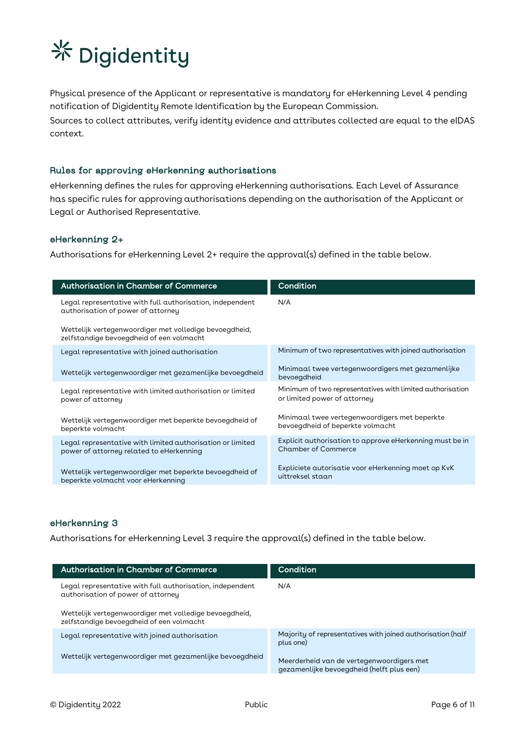Physical presence of the Applicant or representative is mandatory for eHerkenning Level 4 pending notification of Digidentity Remote Identification by the European Commission.

Sources to collect attributes, verify identity evidence and attributes collected are equal to the eIDAS context.

### Rules for approving eHerkenning authorisations

eHerkenning defines the rules for approving eHerkenning authorisations. Each Level of Assurance has specific rules for approving authorisations depending on the authorisation of the Applicant or Legal or Authorised Representative.

### eHerkenning 2+

Authorisations for eHerkenning Level 2+ require the approval(s) defined in the table below.

| Authorisation in Chamber of Commerce | Condition |
| --- | --- |
| Legal representative with full authorisation, independent authorisation of power of attorney<br><br>Wettelijk vertegenwoordiger met volledige bevoegdheid, zelfstandige bevoegdheid of een volmacht | N/A |
| Legal representative with joined authorisation<br><br>Wettelijk vertegenwoordiger met gezamenlijke bevoegdheid | Minimum of two representatives with joined authorisation<br><br>Minimaal twee vertegenwoordigers met gezamenlijke bevoegdheid |
| Legal representative with limited authorisation or limited power of attorney<br><br>Wettelijk vertegenwoordiger met beperkte bevoegdheid of beperkte volmacht | Minimum of two representatives with limited authorisation or limited power of attorney<br><br>Minimaal twee vertegenwoordigers met beperkte bevoegdheid of beperkte volmacht |
| Legal representative with limited authorisation or limited power of attorney related to eHerkenning<br><br>Wettelijk vertegenwoordiger met beperkte bevoegdheid of beperkte volmacht voor eHerkenning | Explicit authorisation to approve eHerkenning must be in Chamber of Commerce<br><br>Expliciete autorisatie voor eHerkenning moet op KvK uittreksel staan |

### eHerkenning 3

Authorisations for eHerkenning Level 3 require the approval(s) defined in the table below.

| Authorisation in Chamber of Commerce | Condition |
| --- | --- |
| Legal representative with full authorisation, independent authorisation of power of attorney<br><br>Wettelijk vertegenwoordiger met volledige bevoegdheid, zelfstandige bevoegdheid of een volmacht | N/A |
| Legal representative with joined authorisation<br><br>Wettelijk vertegenwoordiger met gezamenlijke bevoegdheid | Majority of representatives with joined authorisation (half plus one)<br><br>Meerderheid van de vertegenwoordigers met gezamenlijke bevoegdheid (helft plus een) |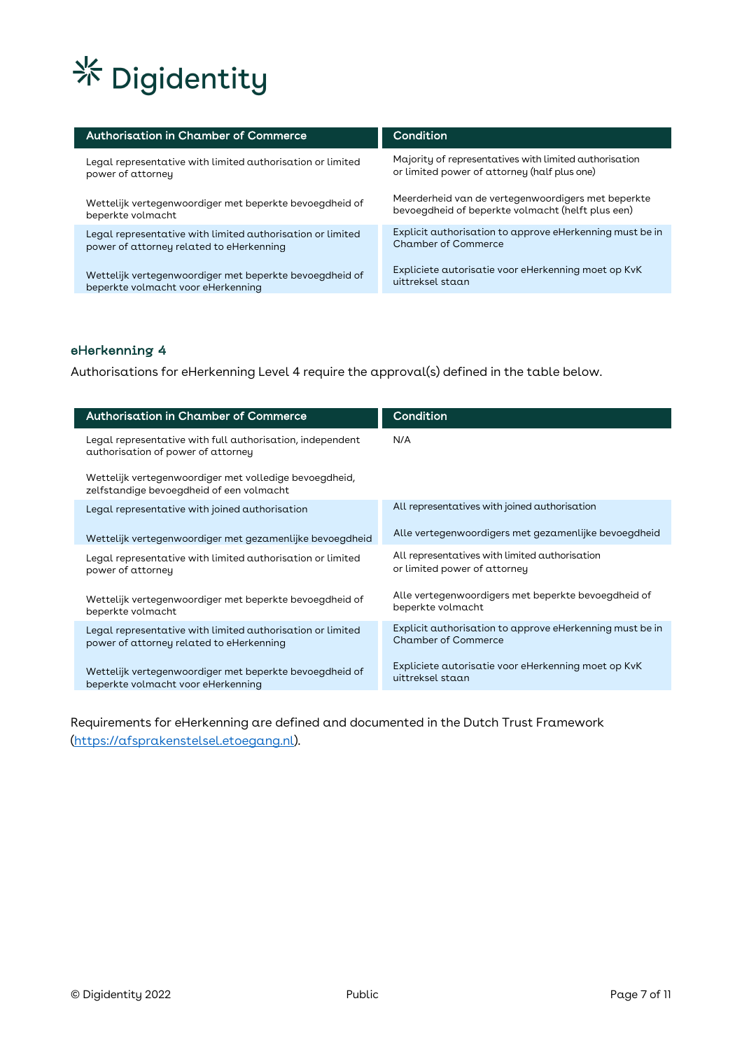| Authorisation in Chamber of Commerce | Condition |
|---|---|
| Legal representative with limited authorisation or limited power of attorney<br><br>Wettelijk vertegenwoordiger met beperkte bevoegdheid of beperkte volmacht | Majority of representatives with limited authorisation or limited power of attorney (half plus one)<br><br>Meerderheid van de vertegenwoordigers met beperkte bevoegdheid of beperkte volmacht (helft plus een) |
| Legal representative with limited authorisation or limited power of attorney related to eHerkenning<br><br>Wettelijk vertegenwoordiger met beperkte bevoegdheid of beperkte volmacht voor eHerkenning | Explicit authorisation to approve eHerkenning must be in Chamber of Commerce<br><br>Expliciete autorisatie voor eHerkenning moet op KvK uittreksel staan |

### eHerkenning 4

Authorisations for eHerkenning Level 4 require the approval(s) defined in the table below.

| Authorisation in Chamber of Commerce | Condition |
|---|---|
| Legal representative with full authorisation, independent authorisation of power of attorney<br><br>Wettelijk vertegenwoordiger met volledige bevoegdheid, zelfstandige bevoegdheid of een volmacht | N/A |
| Legal representative with joined authorisation<br><br>Wettelijk vertegenwoordiger met gezamenlijke bevoegdheid | All representatives with joined authorisation<br><br>Alle vertegenwoordigers met gezamenlijke bevoegdheid |
| Legal representative with limited authorisation or limited power of attorney<br><br>Wettelijk vertegenwoordiger met beperkte bevoegdheid of beperkte volmacht | All representatives with limited authorisation or limited power of attorney<br><br>Alle vertegenwoordigers met beperkte bevoegdheid of beperkte volmacht |
| Legal representative with limited authorisation or limited power of attorney related to eHerkenning<br><br>Wettelijk vertegenwoordiger met beperkte bevoegdheid of beperkte volmacht voor eHerkenning | Explicit authorisation to approve eHerkenning must be in Chamber of Commerce<br><br>Expliciete autorisatie voor eHerkenning moet op KvK uittreksel staan |

Requirements for eHerkenning are defined and documented in the Dutch Trust Framework (https://afsprakenstelsel.etoegang.nl).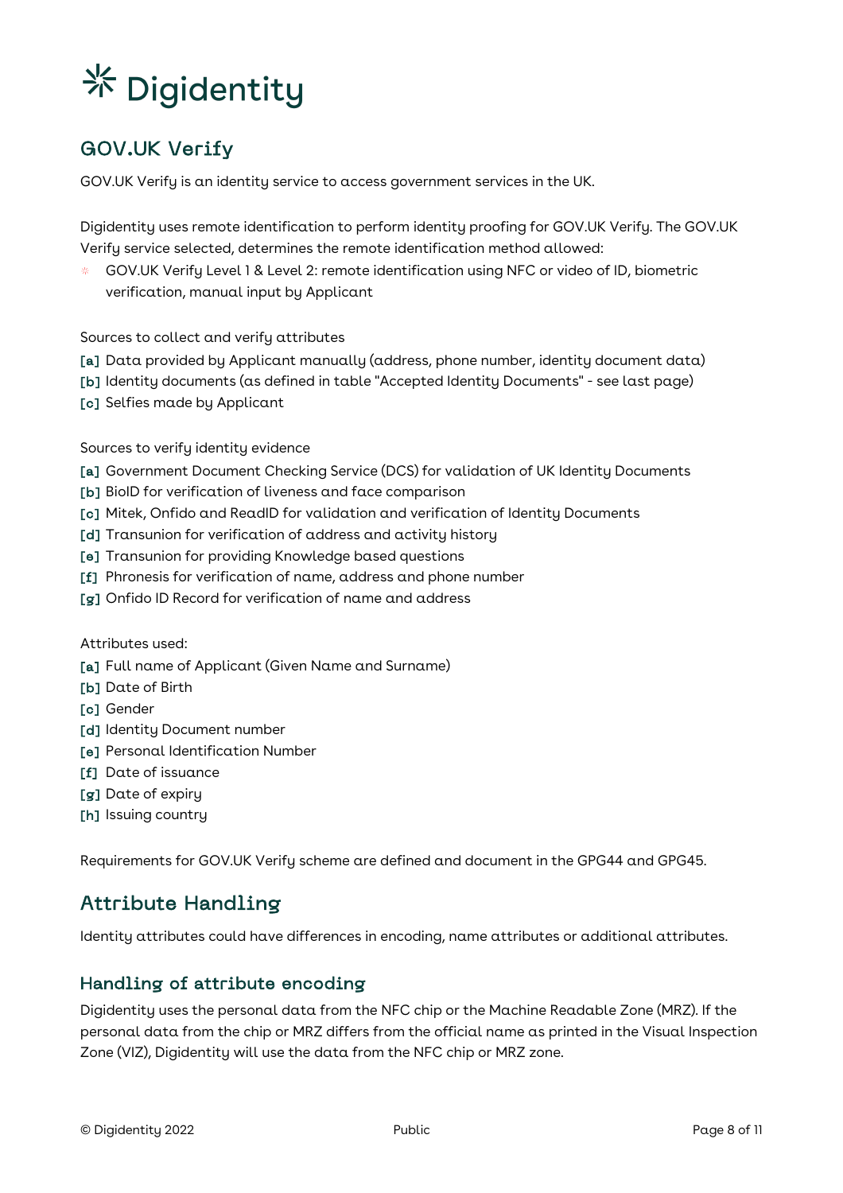# Digidentity

## GOV.UK Verify

GOV.UK Verify is an identity service to access government services in the UK.

Digidentity uses remote identification to perform identity proofing for GOV.UK Verify. The GOV.UK Verify service selected, determines the remote identification method allowed:

- GOV.UK Verify Level 1 & Level 2: remote identification using NFC or video of ID, biometric verification, manual input by Applicant

Sources to collect and verify attributes

[a] Data provided by Applicant manually (address, phone number, identity document data)
[b] Identity documents (as defined in table "Accepted Identity Documents" - see last page)
[c] Selfies made by Applicant

Sources to verify identity evidence

[a] Government Document Checking Service (DCS) for validation of UK Identity Documents
[b] BioID for verification of liveness and face comparison
[c] Mitek, Onfido and ReadID for validation and verification of Identity Documents
[d] Transunion for verification of address and activity history
[e] Transunion for providing Knowledge based questions
[f] Phronesis for verification of name, address and phone number
[g] Onfido ID Record for verification of name and address

Attributes used:

[a] Full name of Applicant (Given Name and Surname)
[b] Date of Birth
[c] Gender
[d] Identity Document number
[e] Personal Identification Number
[f] Date of issuance
[g] Date of expiry
[h] Issuing country

Requirements for GOV.UK Verify scheme are defined and document in the GPG44 and GPG45.

## Attribute Handling

Identity attributes could have differences in encoding, name attributes or additional attributes.

### Handling of attribute encoding

Digidentity uses the personal data from the NFC chip or the Machine Readable Zone (MRZ). If the personal data from the chip or MRZ differs from the official name as printed in the Visual Inspection Zone (VIZ), Digidentity will use the data from the NFC chip or MRZ zone.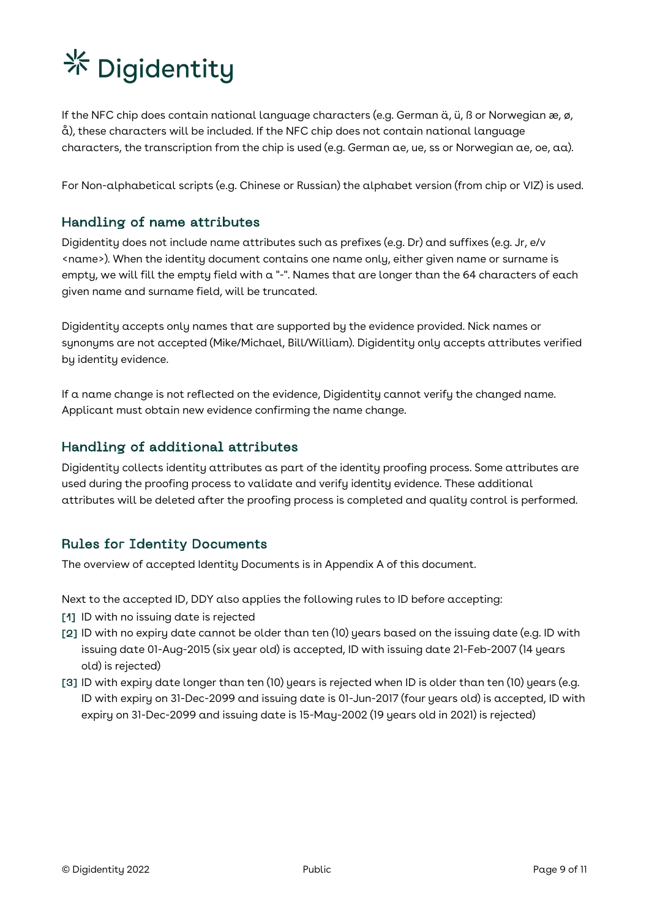If the NFC chip does contain national language characters (e.g. German ä, ü, ß or Norwegian æ, ø, å), these characters will be included. If the NFC chip does not contain national language characters, the transcription from the chip is used (e.g. German ae, ue, ss or Norwegian ae, oe, aa).

For Non-alphabetical scripts (e.g. Chinese or Russian) the alphabet version (from chip or VIZ) is used.

## Handling of name attributes

Digidentity does not include name attributes such as prefixes (e.g. Dr) and suffixes (e.g. Jr, e/v <name>). When the identity document contains one name only, either given name or surname is empty, we will fill the empty field with a "-". Names that are longer than the 64 characters of each given name and surname field, will be truncated.

Digidentity accepts only names that are supported by the evidence provided. Nick names or synonyms are not accepted (Mike/Michael, Bill/William). Digidentity only accepts attributes verified by identity evidence.

If a name change is not reflected on the evidence, Digidentity cannot verify the changed name. Applicant must obtain new evidence confirming the name change.

## Handling of additional attributes

Digidentity collects identity attributes as part of the identity proofing process. Some attributes are used during the proofing process to validate and verify identity evidence. These additional attributes will be deleted after the proofing process is completed and quality control is performed.

## Rules for Identity Documents

The overview of accepted Identity Documents is in Appendix A of this document.

Next to the accepted ID, DDY also applies the following rules to ID before accepting:

[1] ID with no issuing date is rejected

[2] ID with no expiry date cannot be older than ten (10) years based on the issuing date (e.g. ID with issuing date 01-Aug-2015 (six year old) is accepted, ID with issuing date 21-Feb-2007 (14 years old) is rejected)

[3] ID with expiry date longer than ten (10) years is rejected when ID is older than ten (10) years (e.g. ID with expiry on 31-Dec-2099 and issuing date is 01-Jun-2017 (four years old) is accepted, ID with expiry on 31-Dec-2099 and issuing date is 15-May-2002 (19 years old in 2021) is rejected)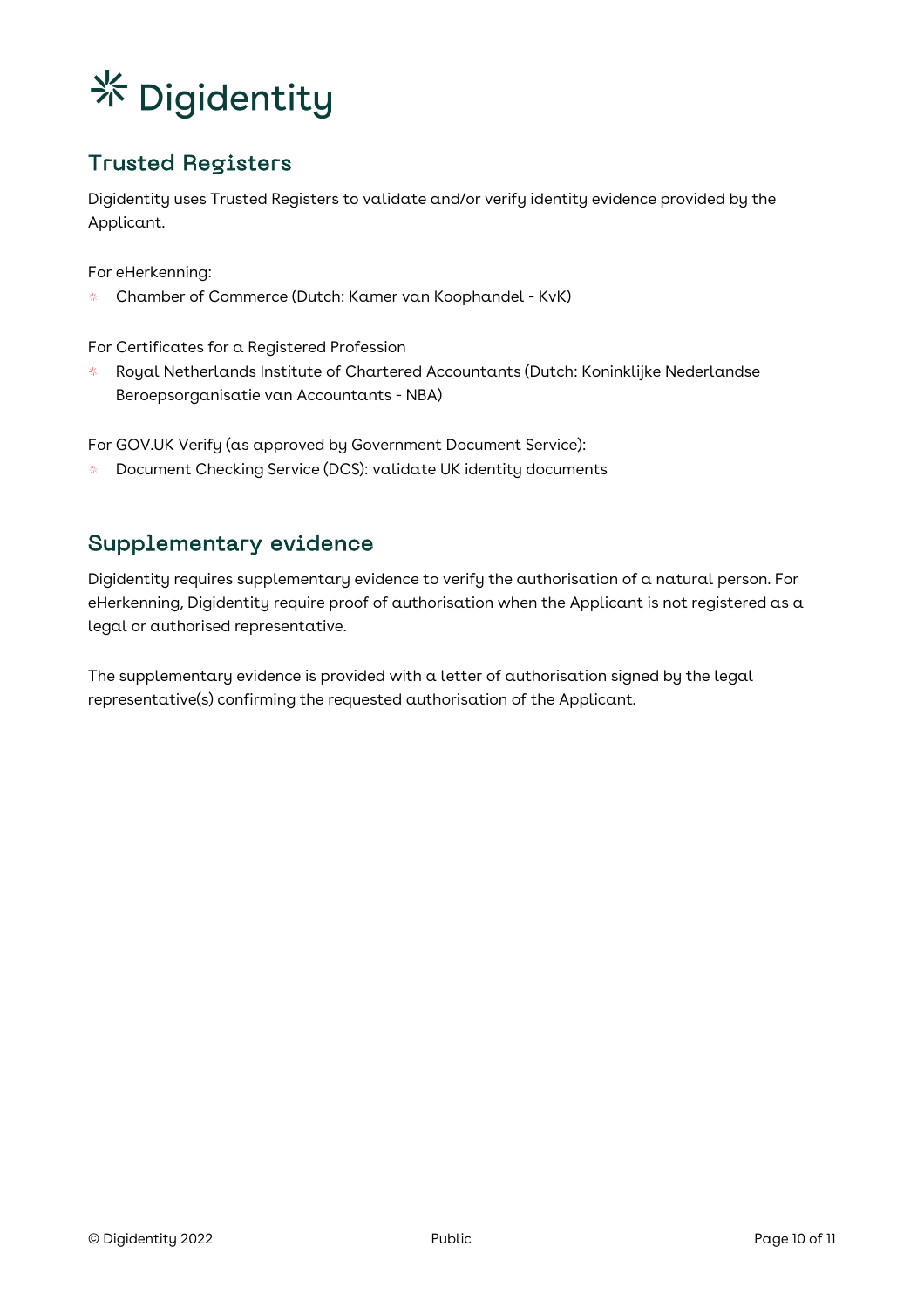## Trusted Registers

Digidentity uses Trusted Registers to validate and/or verify identity evidence provided by the Applicant.

For eHerkenning:

- Chamber of Commerce (Dutch: Kamer van Koophandel - KvK)

For Certificates for a Registered Profession

- Royal Netherlands Institute of Chartered Accountants (Dutch: Koninklijke Nederlandse Beroepsorganisatie van Accountants - NBA)

For GOV.UK Verify (as approved by Government Document Service):

- Document Checking Service (DCS): validate UK identity documents

## Supplementary evidence

Digidentity requires supplementary evidence to verify the authorisation of a natural person. For eHerkenning, Digidentity require proof of authorisation when the Applicant is not registered as a legal or authorised representative.

The supplementary evidence is provided with a letter of authorisation signed by the legal representative(s) confirming the requested authorisation of the Applicant.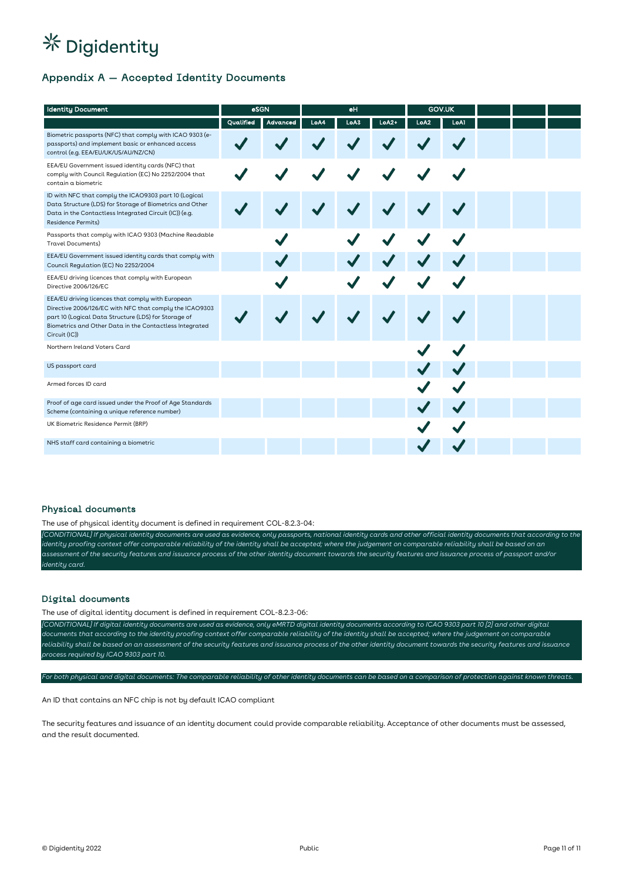# Digidentity

## Appendix A — Accepted Identity Documents

| Identity Document | eSGN | | eH | | | GOV.UK | | | | |
|---|---|---|---|---|---|---|---|---|---|---|
| | Qualified | Advanced | LoA4 | LoA3 | LoA2+ | LoA2 | LoA1 | | | |
| Biometric passports (NFC) that comply with ICAO 9303 (e-passports) and implement basic or enhanced access control (e.g. EEA/EU/UK/US/AU/NZ/CN) | ✓ | ✓ | ✓ | ✓ | ✓ | ✓ | ✓ | | | |
| EEA/EU Government issued identity cards (NFC) that comply with Council Regulation (EC) No 2252/2004 that contain a biometric | ✓ | ✓ | ✓ | ✓ | ✓ | ✓ | ✓ | | | |
| ID with NFC that comply the ICAO9303 part 10 (Logical Data Structure (LDS) for Storage of Biometrics and Other Data in the Contactless Integrated Circuit (IC)) (e.g. Residence Permits) | ✓ | ✓ | ✓ | ✓ | ✓ | ✓ | ✓ | | | |
| Passports that comply with ICAO 9303 (Machine Readable Travel Documents) | | ✓ | | ✓ | ✓ | ✓ | ✓ | | | |
| EEA/EU Government issued identity cards that comply with Council Regulation (EC) No 2252/2004 | | ✓ | | ✓ | ✓ | ✓ | ✓ | | | |
| EEA/EU driving licences that comply with European Directive 2006/126/EC | | ✓ | | ✓ | ✓ | ✓ | ✓ | | | |
| EEA/EU driving licences that comply with European Directive 2006/126/EC with NFC that comply the ICAO9303 part 10 (Logical Data Structure (LDS) for Storage of Biometrics and Other Data in the Contactless Integrated Circuit (IC)) | ✓ | ✓ | ✓ | ✓ | ✓ | ✓ | ✓ | | | |
| Northern Ireland Voters Card | | | | | | ✓ | ✓ | | | |
| US passport card | | | | | | ✓ | ✓ | | | |
| Armed forces ID card | | | | | | ✓ | ✓ | | | |
| Proof of age card issued under the Proof of Age Standards Scheme (containing a unique reference number) | | | | | | ✓ | ✓ | | | |
| UK Biometric Residence Permit (BRP) | | | | | | ✓ | ✓ | | | |
| NHS staff card containing a biometric | | | | | | ✓ | ✓ | | | |

### Physical documents

The use of physical identity document is defined in requirement COL-8.2.3-04:

*[CONDITIONAL] If physical identity documents are used as evidence, only passports, national identity cards and other official identity documents that according to the identity proofing context offer comparable reliability of the identity shall be accepted; where the judgement on comparable reliability shall be based on an assessment of the security features and issuance process of the other identity document towards the security features and issuance process of passport and/or identity card.*

### Digital documents

The use of digital identity document is defined in requirement COL-8.2.3-06:

*[CONDITIONAL] If digital identity documents are used as evidence, only eMRTD digital identity documents according to ICAO 9303 part 10 [2] and other digital documents that according to the identity proofing context offer comparable reliability of the identity shall be accepted; where the judgement on comparable reliability shall be based on an assessment of the security features and issuance process of the other identity document towards the security features and issuance process required by ICAO 9303 part 10.*

*For both physical and digital documents: The comparable reliability of other identity documents can be based on a comparison of protection against known threats.*

An ID that contains an NFC chip is not by default ICAO compliant

The security features and issuance of an identity document could provide comparable reliability. Acceptance of other documents must be assessed, and the result documented.